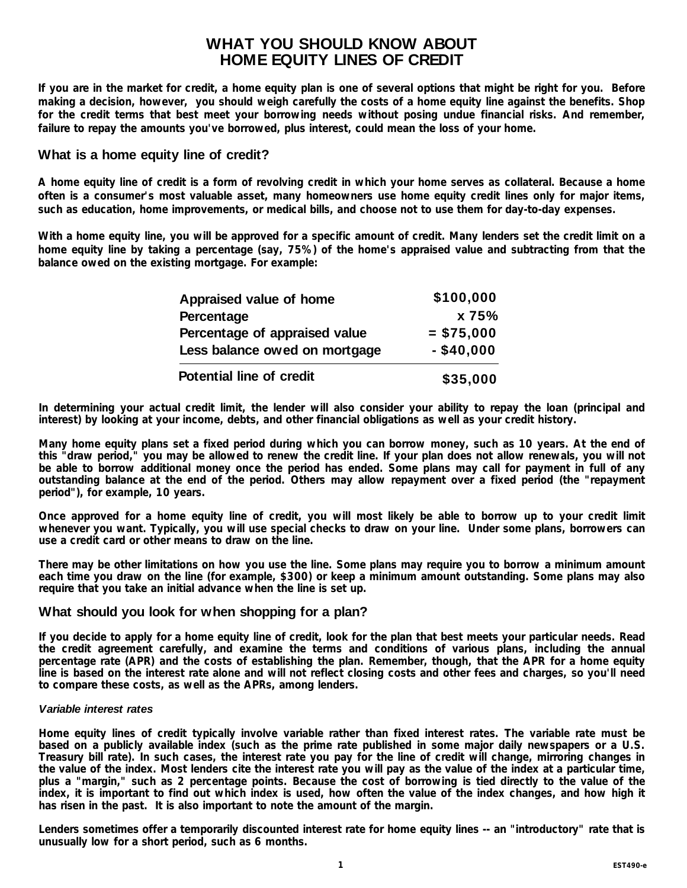# WHAT YOU SHOULD KNOW ABOUT HOME EQUITY LINES OF CREDIT

**If you are in the market for credit, a home equity plan is one of several options that might be right for you. Before making a decision, however, you should weigh carefully the costs of a home equity line against the benefits. Shop for the credit terms that best meet your borrowing needs without posing undue financial risks. And remember, failure to repay the amounts you've borrowed, plus interest, could mean the loss of your home.**

## What is a home equity line of credit?

A home equity line of credit is a form of revolving credit in which your home serves as collateral. Because a home often is a consumer's most valuable asset, many homeowners use home equity credit lines only for major items, such as education, home improvements, or medical bills, and choose not to use them for day-to-day expenses.

With a home equity line, you will be approved for a specific amount of credit. Many lenders set the credit limit on a home equity line by taking a percentage (say, 75%) of the home's appraised value and subtracting from that the balance owed on the existing mortgage. For example:

| | |
|---|---|
| Appraised value of home | $100,000 |
| Percentage | x 75% |
| Percentage of appraised value | = $75,000 |
| Less balance owed on mortgage | - $40,000 |
| **Potential line of credit** | **$35,000** |

In determining your actual credit limit, the lender will also consider your ability to repay the loan (principal and interest) by looking at your income, debts, and other financial obligations as well as your credit history.

Many home equity plans set a fixed period during which you can borrow money, such as 10 years. At the end of this "draw period," you may be allowed to renew the credit line. If your plan does not allow renewals, you will not be able to borrow additional money once the period has ended. Some plans may call for payment in full of any outstanding balance at the end of the period. Others may allow repayment over a fixed period (the "repayment period"), for example, 10 years.

Once approved for a home equity line of credit, you will most likely be able to borrow up to your credit limit whenever you want. Typically, you will use special checks to draw on your line. Under some plans, borrowers can use a credit card or other means to draw on the line.

There may be other limitations on how you use the line. Some plans may require you to borrow a minimum amount each time you draw on the line (for example, $300) or keep a minimum amount outstanding. Some plans may also require that you take an initial advance when the line is set up.

## What should you look for when shopping for a plan?

If you decide to apply for a home equity line of credit, look for the plan that best meets your particular needs. Read the credit agreement carefully, and examine the terms and conditions of various plans, including the annual percentage rate (APR) and the costs of establishing the plan. Remember, though, that the APR for a home equity line is based on the interest rate alone and will not reflect closing costs and other fees and charges, so you'll need to compare these costs, as well as the APRs, among lenders.

### *Variable interest rates*

Home equity lines of credit typically involve variable rather than fixed interest rates. The variable rate must be based on a publicly available index (such as the prime rate published in some major daily newspapers or a U.S. Treasury bill rate). In such cases, the interest rate you pay for the line of credit will change, mirroring changes in the value of the index. Most lenders cite the interest rate you will pay as the value of the index at a particular time, plus a "margin," such as 2 percentage points. Because the cost of borrowing is tied directly to the value of the index, it is important to find out which index is used, how often the value of the index changes, and how high it has risen in the past. It is also important to note the amount of the margin.

Lenders sometimes offer a temporarily discounted interest rate for home equity lines -- an "introductory" rate that is unusually low for a short period, such as 6 months.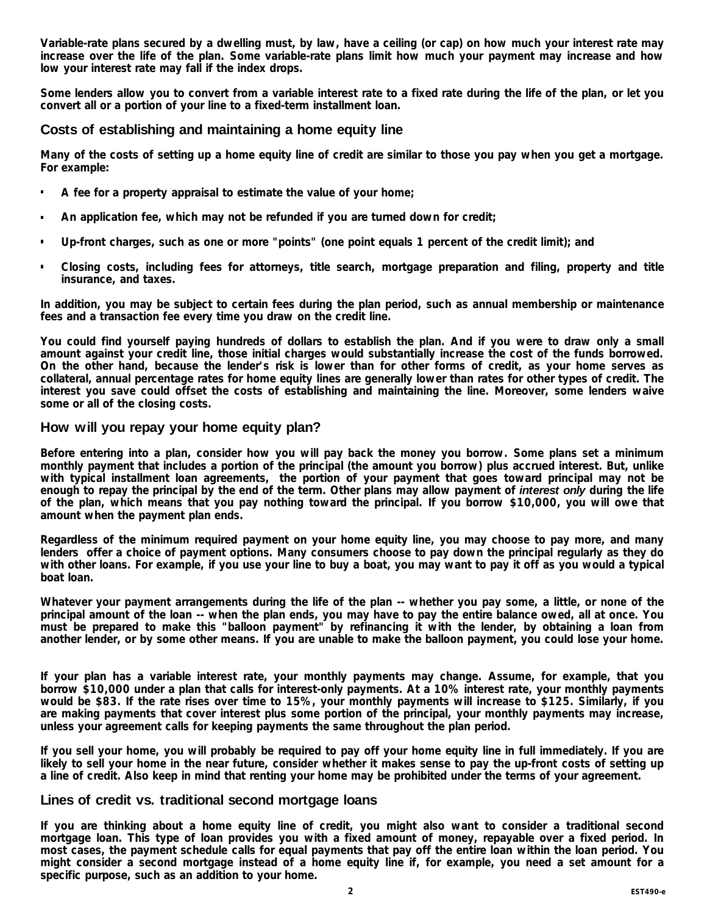Variable-rate plans secured by a dwelling must, by law, have a ceiling (or cap) on how much your interest rate may increase over the life of the plan. Some variable-rate plans limit how much your payment may increase and how low your interest rate may fall if the index drops.

Some lenders allow you to convert from a variable interest rate to a fixed rate during the life of the plan, or let you convert all or a portion of your line to a fixed-term installment loan.

## Costs of establishing and maintaining a home equity line

Many of the costs of setting up a home equity line of credit are similar to those you pay when you get a mortgage. For example:

- A fee for a property appraisal to estimate the value of your home;
- An application fee, which may not be refunded if you are turned down for credit;
- Up-front charges, such as one or more "points" (one point equals 1 percent of the credit limit); and
- Closing costs, including fees for attorneys, title search, mortgage preparation and filing, property and title insurance, and taxes.

In addition, you may be subject to certain fees during the plan period, such as annual membership or maintenance fees and a transaction fee every time you draw on the credit line.

You could find yourself paying hundreds of dollars to establish the plan. And if you were to draw only a small amount against your credit line, those initial charges would substantially increase the cost of the funds borrowed. On the other hand, because the lender's risk is lower than for other forms of credit, as your home serves as collateral, annual percentage rates for home equity lines are generally lower than rates for other types of credit. The interest you save could offset the costs of establishing and maintaining the line. Moreover, some lenders waive some or all of the closing costs.

## How will you repay your home equity plan?

Before entering into a plan, consider how you will pay back the money you borrow. Some plans set a minimum monthly payment that includes a portion of the principal (the amount you borrow) plus accrued interest. But, unlike with typical installment loan agreements, the portion of your payment that goes toward principal may not be enough to repay the principal by the end of the term. Other plans may allow payment of *interest only* during the life of the plan, which means that you pay nothing toward the principal. If you borrow $10,000, you will owe that amount when the payment plan ends.

Regardless of the minimum required payment on your home equity line, you may choose to pay more, and many lenders offer a choice of payment options. Many consumers choose to pay down the principal regularly as they do with other loans. For example, if you use your line to buy a boat, you may want to pay it off as you would a typical boat loan.

Whatever your payment arrangements during the life of the plan -- whether you pay some, a little, or none of the principal amount of the loan -- when the plan ends, you may have to pay the entire balance owed, all at once. You must be prepared to make this "balloon payment" by refinancing it with the lender, by obtaining a loan from another lender, or by some other means. If you are unable to make the balloon payment, you could lose your home.

If your plan has a variable interest rate, your monthly payments may change. Assume, for example, that you borrow $10,000 under a plan that calls for interest-only payments. At a 10% interest rate, your monthly payments would be $83. If the rate rises over time to 15%, your monthly payments will increase to $125. Similarly, if you are making payments that cover interest plus some portion of the principal, your monthly payments may increase, unless your agreement calls for keeping payments the same throughout the plan period.

If you sell your home, you will probably be required to pay off your home equity line in full immediately. If you are likely to sell your home in the near future, consider whether it makes sense to pay the up-front costs of setting up a line of credit. Also keep in mind that renting your home may be prohibited under the terms of your agreement.

## Lines of credit vs. traditional second mortgage loans

If you are thinking about a home equity line of credit, you might also want to consider a traditional second mortgage loan. This type of loan provides you with a fixed amount of money, repayable over a fixed period. In most cases, the payment schedule calls for equal payments that pay off the entire loan within the loan period. You might consider a second mortgage instead of a home equity line if, for example, you need a set amount for a specific purpose, such as an addition to your home.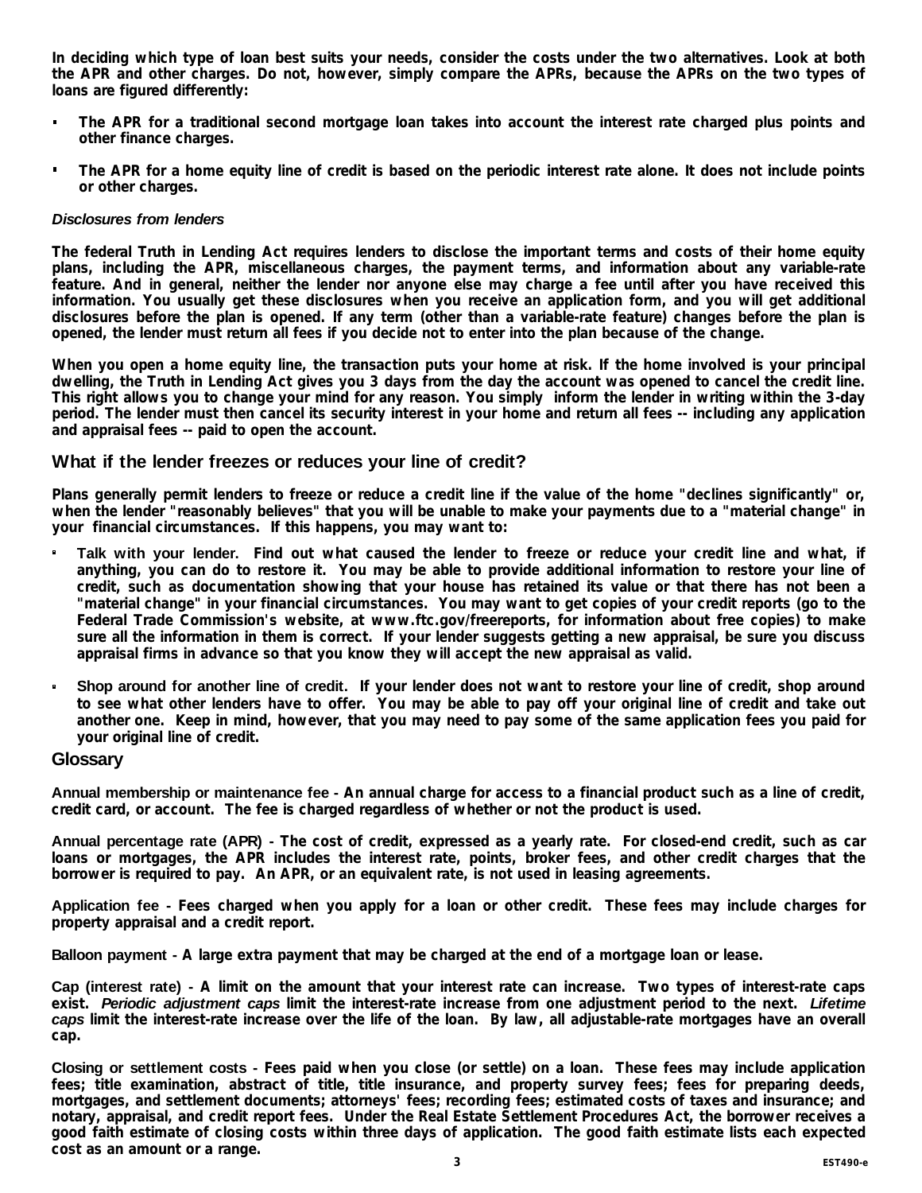**In deciding which type of loan best suits your needs, consider the costs under the two alternatives. Look at both the APR and other charges. Do not, however, simply compare the APRs, because the APRs on the two types of loans are figured differently:**

- **The APR for a traditional second mortgage loan takes into account the interest rate charged plus points and other finance charges.**
- **The APR for a home equity line of credit is based on the periodic interest rate alone. It does not include points or other charges.**

### *Disclosures from lenders*

**The federal Truth in Lending Act requires lenders to disclose the important terms and costs of their home equity plans, including the APR, miscellaneous charges, the payment terms, and information about any variable-rate feature. And in general, neither the lender nor anyone else may charge a fee until after you have received this information. You usually get these disclosures when you receive an application form, and you will get additional disclosures before the plan is opened. If any term (other than a variable-rate feature) changes before the plan is opened, the lender must return all fees if you decide not to enter into the plan because of the change.**

**When you open a home equity line, the transaction puts your home at risk. If the home involved is your principal dwelling, the Truth in Lending Act gives you 3 days from the day the account was opened to cancel the credit line. This right allows you to change your mind for any reason. You simply inform the lender in writing within the 3-day period. The lender must then cancel its security interest in your home and return all fees -- including any application and appraisal fees -- paid to open the account.**

## What if the lender freezes or reduces your line of credit?

**Plans generally permit lenders to freeze or reduce a credit line if the value of the home "declines significantly" or, when the lender "reasonably believes" that you will be unable to make your payments due to a "material change" in your financial circumstances. If this happens, you may want to:**

- **Talk with your lender. Find out what caused the lender to freeze or reduce your credit line and what, if anything, you can do to restore it. You may be able to provide additional information to restore your line of credit, such as documentation showing that your house has retained its value or that there has not been a "material change" in your financial circumstances. You may want to get copies of your credit reports (go to the Federal Trade Commission's website, at www.ftc.gov/freereports, for information about free copies) to make sure all the information in them is correct. If your lender suggests getting a new appraisal, be sure you discuss appraisal firms in advance so that you know they will accept the new appraisal as valid.**
- **Shop around for another line of credit. If your lender does not want to restore your line of credit, shop around to see what other lenders have to offer. You may be able to pay off your original line of credit and take out another one. Keep in mind, however, that you may need to pay some of the same application fees you paid for your original line of credit.**

## Glossary

**Annual membership or maintenance fee - An annual charge for access to a financial product such as a line of credit, credit card, or account. The fee is charged regardless of whether or not the product is used.**

**Annual percentage rate (APR) - The cost of credit, expressed as a yearly rate. For closed-end credit, such as car loans or mortgages, the APR includes the interest rate, points, broker fees, and other credit charges that the borrower is required to pay. An APR, or an equivalent rate, is not used in leasing agreements.**

**Application fee - Fees charged when you apply for a loan or other credit. These fees may include charges for property appraisal and a credit report.**

**Balloon payment - A large extra payment that may be charged at the end of a mortgage loan or lease.**

**Cap (interest rate) - A limit on the amount that your interest rate can increase. Two types of interest-rate caps exist. *Periodic adjustment caps* limit the interest-rate increase from one adjustment period to the next. *Lifetime caps* limit the interest-rate increase over the life of the loan. By law, all adjustable-rate mortgages have an overall cap.**

**Closing or settlement costs - Fees paid when you close (or settle) on a loan. These fees may include application fees; title examination, abstract of title, title insurance, and property survey fees; fees for preparing deeds, mortgages, and settlement documents; attorneys' fees; recording fees; estimated costs of taxes and insurance; and notary, appraisal, and credit report fees. Under the Real Estate Settlement Procedures Act, the borrower receives a good faith estimate of closing costs within three days of application. The good faith estimate lists each expected cost as an amount or a range.**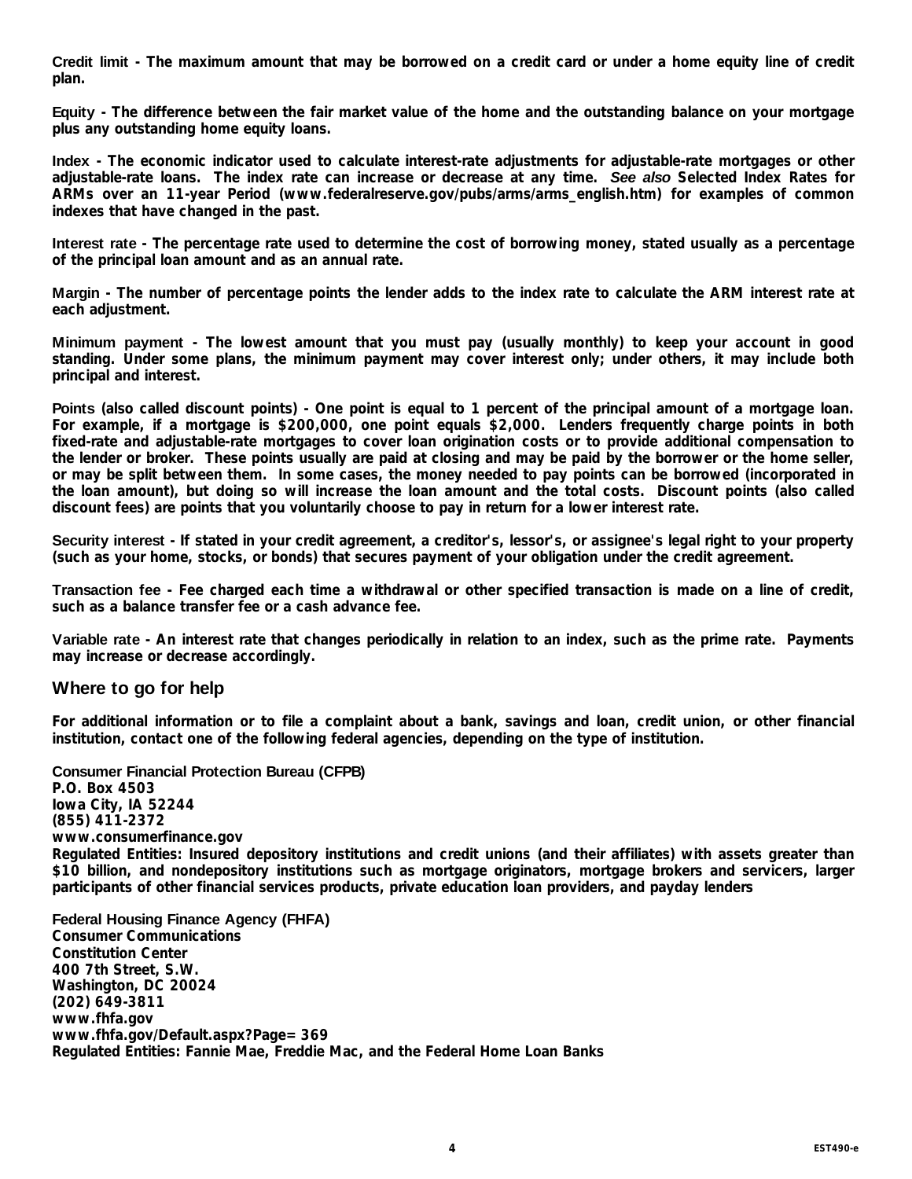**Credit limit** - The maximum amount that may be borrowed on a credit card or under a home equity line of credit plan.

**Equity** - The difference between the fair market value of the home and the outstanding balance on your mortgage plus any outstanding home equity loans.

**Index** - The economic indicator used to calculate interest-rate adjustments for adjustable-rate mortgages or other adjustable-rate loans. The index rate can increase or decrease at any time. *See also* Selected Index Rates for ARMs over an 11-year Period (www.federalreserve.gov/pubs/arms/arms_english.htm) for examples of common indexes that have changed in the past.

**Interest rate** - The percentage rate used to determine the cost of borrowing money, stated usually as a percentage of the principal loan amount and as an annual rate.

**Margin** - The number of percentage points the lender adds to the index rate to calculate the ARM interest rate at each adjustment.

**Minimum payment** - The lowest amount that you must pay (usually monthly) to keep your account in good standing. Under some plans, the minimum payment may cover interest only; under others, it may include both principal and interest.

**Points (also called discount points)** - One point is equal to 1 percent of the principal amount of a mortgage loan. For example, if a mortgage is $200,000, one point equals $2,000. Lenders frequently charge points in both fixed-rate and adjustable-rate mortgages to cover loan origination costs or to provide additional compensation to the lender or broker. These points usually are paid at closing and may be paid by the borrower or the home seller, or may be split between them. In some cases, the money needed to pay points can be borrowed (incorporated in the loan amount), but doing so will increase the loan amount and the total costs. Discount points (also called discount fees) are points that you voluntarily choose to pay in return for a lower interest rate.

**Security interest** - If stated in your credit agreement, a creditor's, lessor's, or assignee's legal right to your property (such as your home, stocks, or bonds) that secures payment of your obligation under the credit agreement.

**Transaction fee** - Fee charged each time a withdrawal or other specified transaction is made on a line of credit, such as a balance transfer fee or a cash advance fee.

**Variable rate** - An interest rate that changes periodically in relation to an index, such as the prime rate. Payments may increase or decrease accordingly.

## Where to go for help

For additional information or to file a complaint about a bank, savings and loan, credit union, or other financial institution, contact one of the following federal agencies, depending on the type of institution.

**Consumer Financial Protection Bureau (CFPB)**
P.O. Box 4503
Iowa City, IA 52244
(855) 411-2372
www.consumerfinance.gov
Regulated Entities: Insured depository institutions and credit unions (and their affiliates) with assets greater than $10 billion, and nondepository institutions such as mortgage originators, mortgage brokers and servicers, larger participants of other financial services products, private education loan providers, and payday lenders

**Federal Housing Finance Agency (FHFA)**
Consumer Communications
Constitution Center
400 7th Street, S.W.
Washington, DC 20024
(202) 649-3811
www.fhfa.gov
www.fhfa.gov/Default.aspx?Page=369
Regulated Entities: Fannie Mae, Freddie Mac, and the Federal Home Loan Banks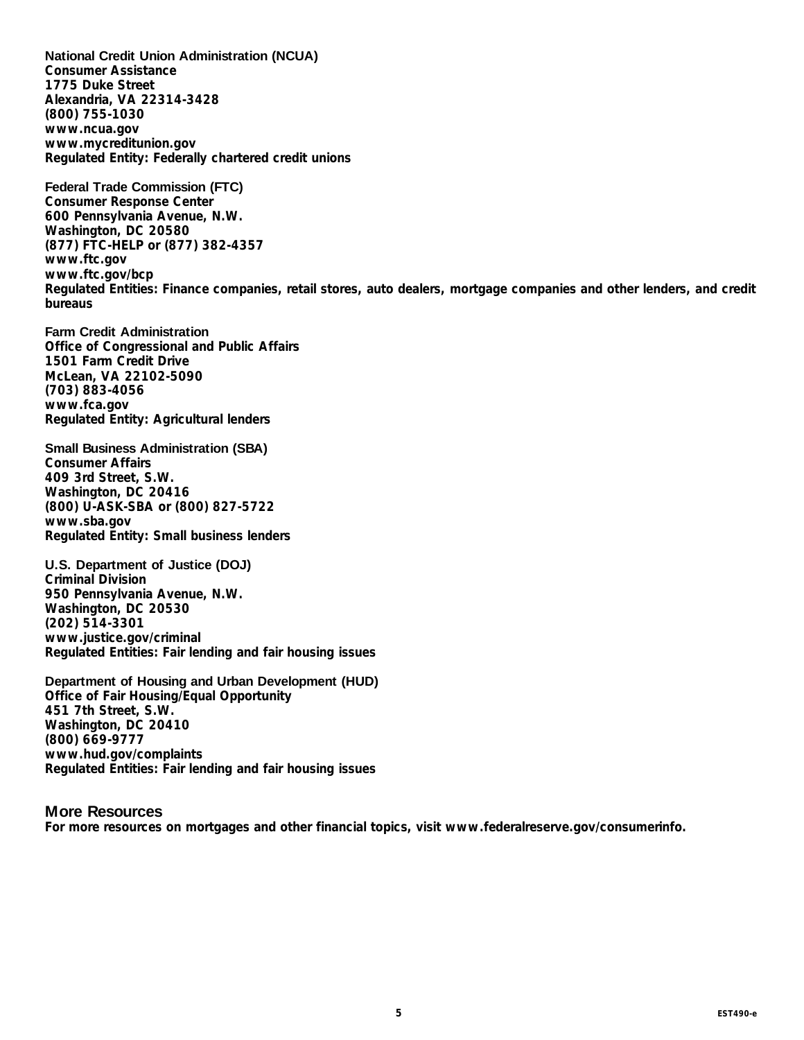**National Credit Union Administration (NCUA)**
**Consumer Assistance**
**1775 Duke Street**
**Alexandria, VA 22314-3428**
**(800) 755-1030**
**www.ncua.gov**
**www.mycreditunion.gov**
**Regulated Entity: Federally chartered credit unions**

**Federal Trade Commission (FTC)**
**Consumer Response Center**
**600 Pennsylvania Avenue, N.W.**
**Washington, DC 20580**
**(877) FTC-HELP or (877) 382-4357**
**www.ftc.gov**
**www.ftc.gov/bcp**
**Regulated Entities: Finance companies, retail stores, auto dealers, mortgage companies and other lenders, and credit bureaus**

**Farm Credit Administration**
**Office of Congressional and Public Affairs**
**1501 Farm Credit Drive**
**McLean, VA 22102-5090**
**(703) 883-4056**
**www.fca.gov**
**Regulated Entity: Agricultural lenders**

**Small Business Administration (SBA)**
**Consumer Affairs**
**409 3rd Street, S.W.**
**Washington, DC 20416**
**(800) U-ASK-SBA or (800) 827-5722**
**www.sba.gov**
**Regulated Entity: Small business lenders**

**U.S. Department of Justice (DOJ)**
**Criminal Division**
**950 Pennsylvania Avenue, N.W.**
**Washington, DC 20530**
**(202) 514-3301**
**www.justice.gov/criminal**
**Regulated Entities: Fair lending and fair housing issues**

**Department of Housing and Urban Development (HUD)**
**Office of Fair Housing/Equal Opportunity**
**451 7th Street, S.W.**
**Washington, DC 20410**
**(800) 669-9777**
**www.hud.gov/complaints**
**Regulated Entities: Fair lending and fair housing issues**

## More Resources

**For more resources on mortgages and other financial topics, visit www.federalreserve.gov/consumerinfo.**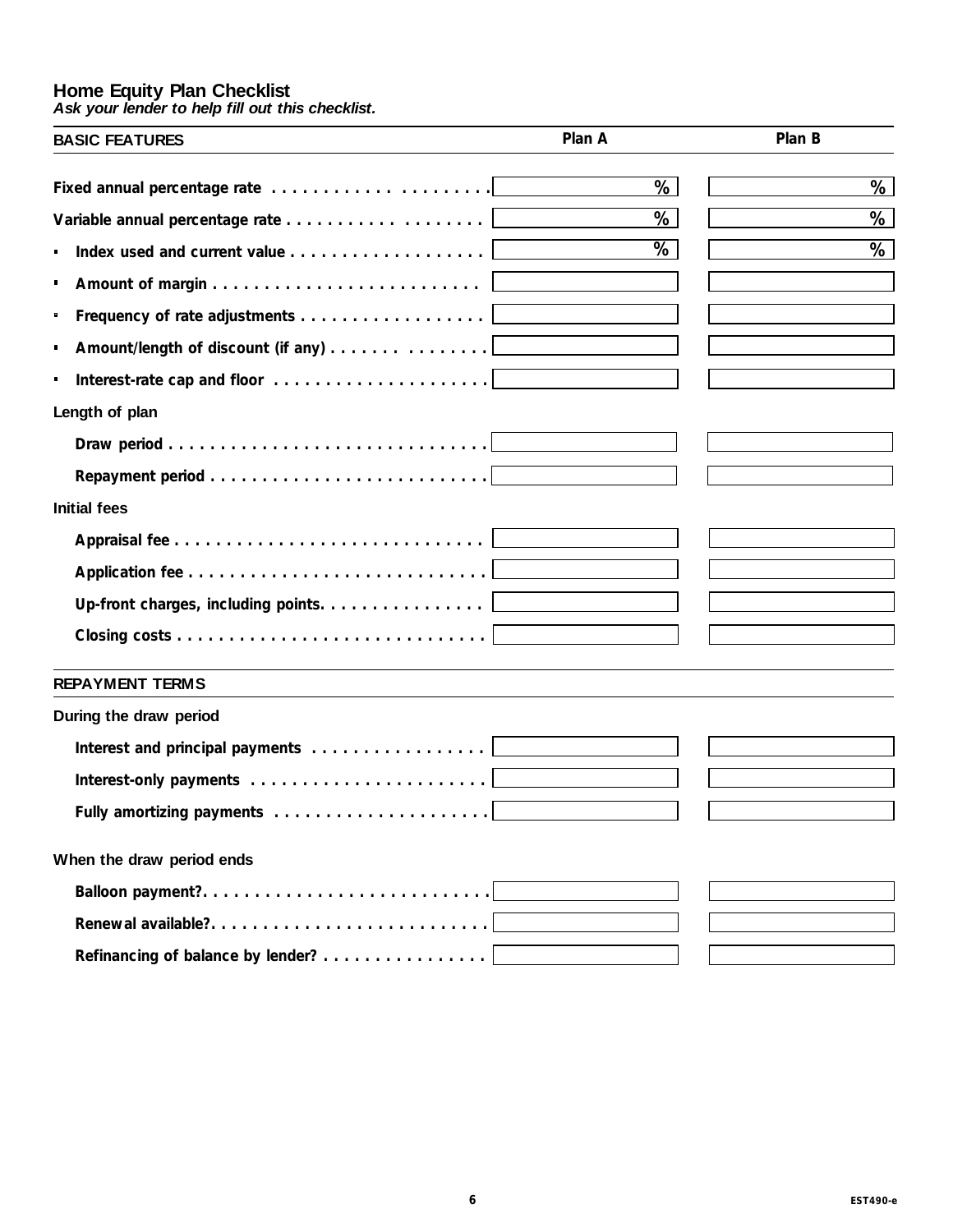## Home Equity Plan Checklist

***Ask your lender to help fill out this checklist.***

| BASIC FEATURES | Plan A | Plan B |
|---|---|---|
| Fixed annual percentage rate | % | % |
| Variable annual percentage rate | % | % |
| • Index used and current value | % | % |
| • Amount of margin | | |
| • Frequency of rate adjustments | | |
| • Amount/length of discount (if any) | | |
| • Interest-rate cap and floor | | |
| **Length of plan** | | |
| Draw period | | |
| Repayment period | | |
| **Initial fees** | | |
| Appraisal fee | | |
| Application fee | | |
| Up-front charges, including points | | |
| Closing costs | | |

| REPAYMENT TERMS | Plan A | Plan B |
|---|---|---|
| **During the draw period** | | |
| Interest and principal payments | | |
| Interest-only payments | | |
| Fully amortizing payments | | |
| **When the draw period ends** | | |
| Balloon payment? | | |
| Renewal available? | | |
| Refinancing of balance by lender? | | |

EST490-e